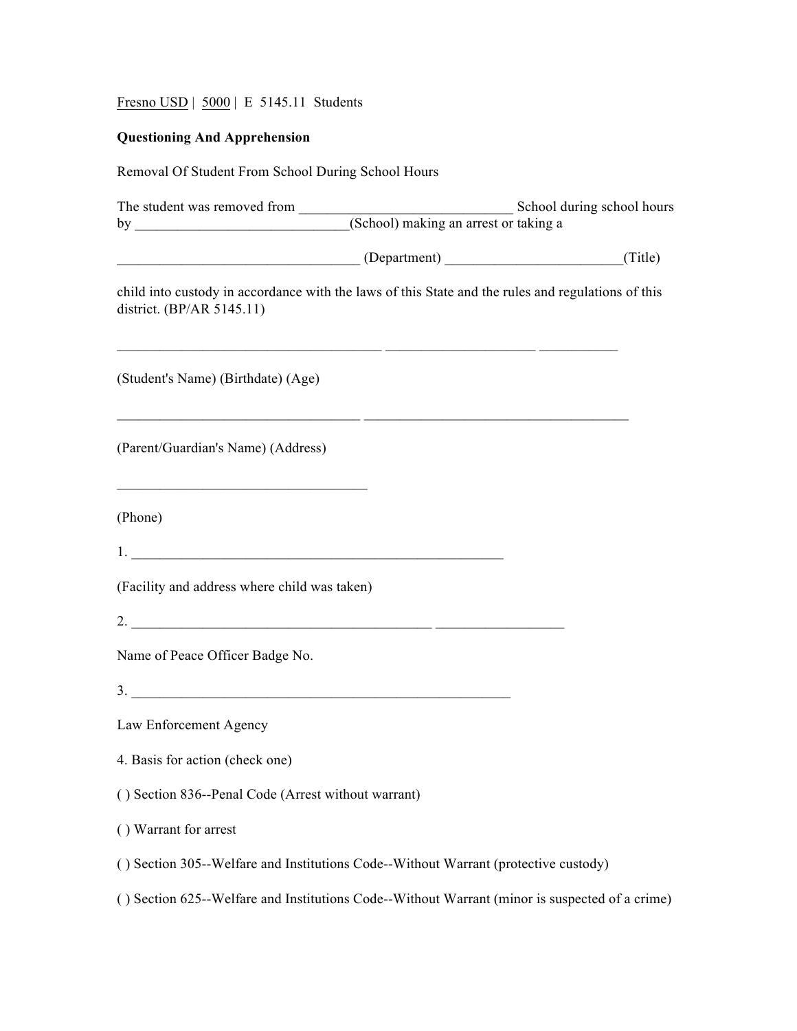Fresno USD | 5000 | E 5145.11 Students

**Questioning And Apprehension**

Removal Of Student From School During School Hours

The student was removed from _____________________________ School during school hours by _____________________________(School) making an arrest or taking a

________________________________ (Department) _______________________(Title)

child into custody in accordance with the laws of this State and the rules and regulations of this district. (BP/AR 5145.11)

___________________________________ ____________________ __________

(Student's Name) (Birthdate) (Age)

________________________________ ___________________________________

(Parent/Guardian's Name) (Address)

_________________________________

(Phone)

1. ___________________________________________________

(Facility and address where child was taken)

2. _________________________________________ _________________

Name of Peace Officer Badge No.

3. ____________________________________________________

Law Enforcement Agency

4. Basis for action (check one)

( ) Section 836--Penal Code (Arrest without warrant)

( ) Warrant for arrest

( ) Section 305--Welfare and Institutions Code--Without Warrant (protective custody)

( ) Section 625--Welfare and Institutions Code--Without Warrant (minor is suspected of a crime)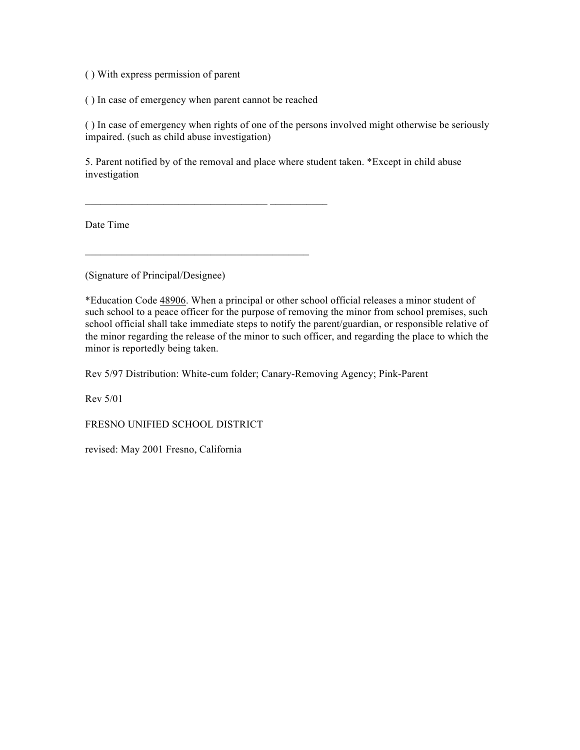( ) With express permission of parent

( ) In case of emergency when parent cannot be reached

( ) In case of emergency when rights of one of the persons involved might otherwise be seriously impaired. (such as child abuse investigation)

5. Parent notified by of the removal and place where student taken. *Except in child abuse investigation

___________________________________ ___________

Date Time

___________________________________________

(Signature of Principal/Designee)

*Education Code 48906. When a principal or other school official releases a minor student of such school to a peace officer for the purpose of removing the minor from school premises, such school official shall take immediate steps to notify the parent/guardian, or responsible relative of the minor regarding the release of the minor to such officer, and regarding the place to which the minor is reportedly being taken.

Rev 5/97 Distribution: White-cum folder; Canary-Removing Agency; Pink-Parent

Rev 5/01

FRESNO UNIFIED SCHOOL DISTRICT

revised: May 2001 Fresno, California